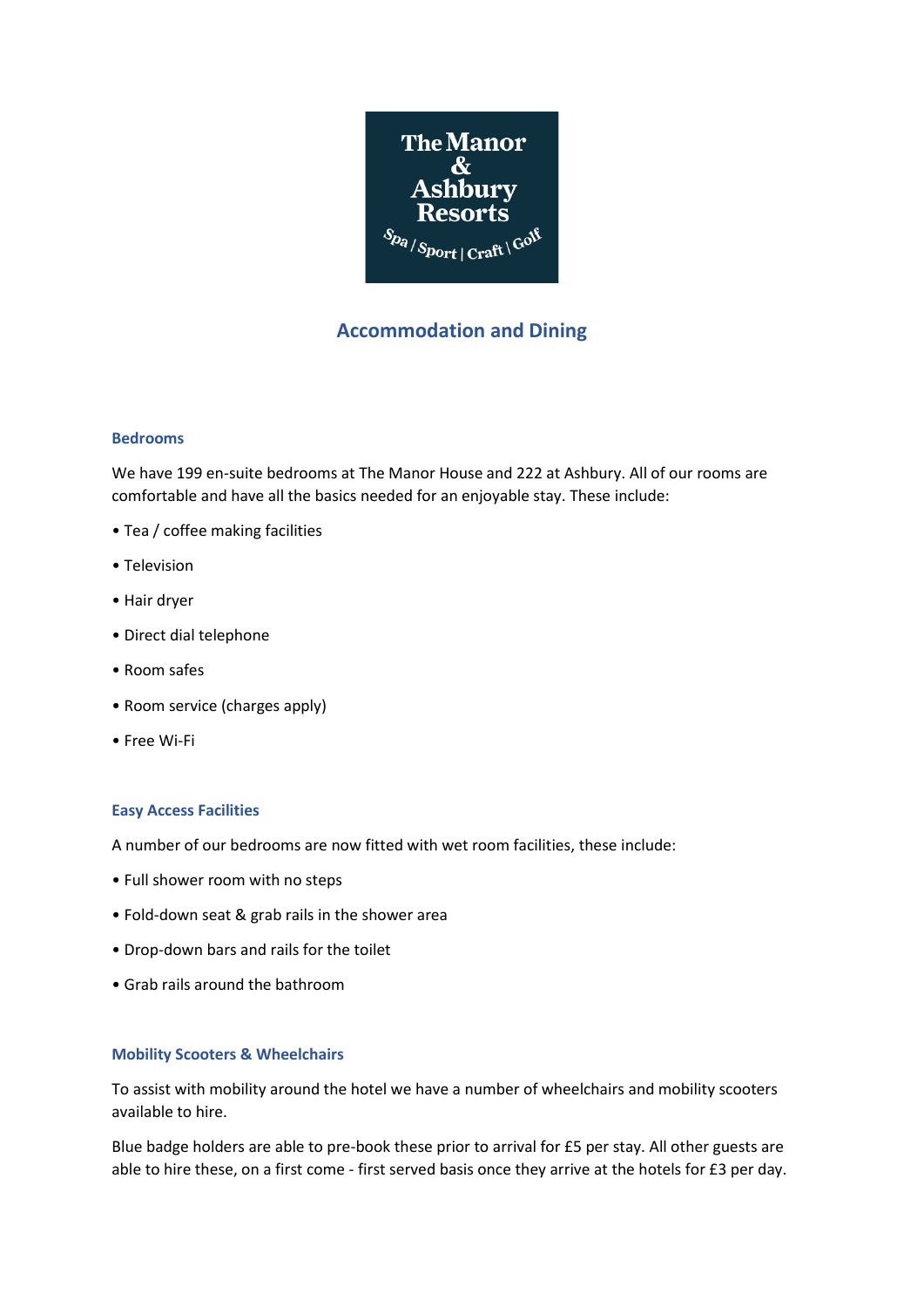The Manor & Ashbury Resorts

Spa | Sport | Craft | Golf

# Accommodation and Dining

### Bedrooms

We have 199 en-suite bedrooms at The Manor House and 222 at Ashbury. All of our rooms are comfortable and have all the basics needed for an enjoyable stay. These include:

- Tea / coffee making facilities
- Television
- Hair dryer
- Direct dial telephone
- Room safes
- Room service (charges apply)
- Free Wi-Fi

### Easy Access Facilities

A number of our bedrooms are now fitted with wet room facilities, these include:

- Full shower room with no steps
- Fold-down seat & grab rails in the shower area
- Drop-down bars and rails for the toilet
- Grab rails around the bathroom

### Mobility Scooters & Wheelchairs

To assist with mobility around the hotel we have a number of wheelchairs and mobility scooters available to hire.

Blue badge holders are able to pre-book these prior to arrival for £5 per stay. All other guests are able to hire these, on a first come - first served basis once they arrive at the hotels for £3 per day.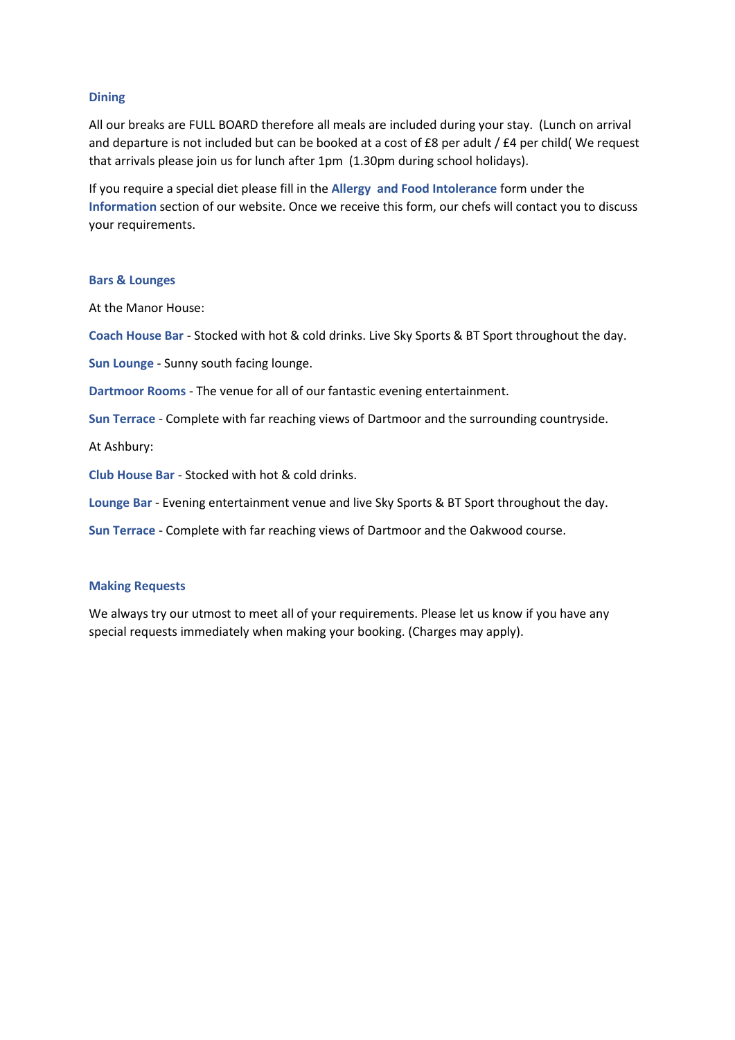## Dining

All our breaks are FULL BOARD therefore all meals are included during your stay. (Lunch on arrival and departure is not included but can be booked at a cost of £8 per adult / £4 per child( We request that arrivals please join us for lunch after 1pm (1.30pm during school holidays).

If you require a special diet please fill in the **Allergy and Food Intolerance** form under the **Information** section of our website. Once we receive this form, our chefs will contact you to discuss your requirements.

## Bars & Lounges

At the Manor House:

**Coach House Bar** - Stocked with hot & cold drinks. Live Sky Sports & BT Sport throughout the day.

**Sun Lounge** - Sunny south facing lounge.

**Dartmoor Rooms** - The venue for all of our fantastic evening entertainment.

**Sun Terrace** - Complete with far reaching views of Dartmoor and the surrounding countryside.

At Ashbury:

**Club House Bar** - Stocked with hot & cold drinks.

**Lounge Bar** - Evening entertainment venue and live Sky Sports & BT Sport throughout the day.

**Sun Terrace** - Complete with far reaching views of Dartmoor and the Oakwood course.

## Making Requests

We always try our utmost to meet all of your requirements. Please let us know if you have any special requests immediately when making your booking. (Charges may apply).